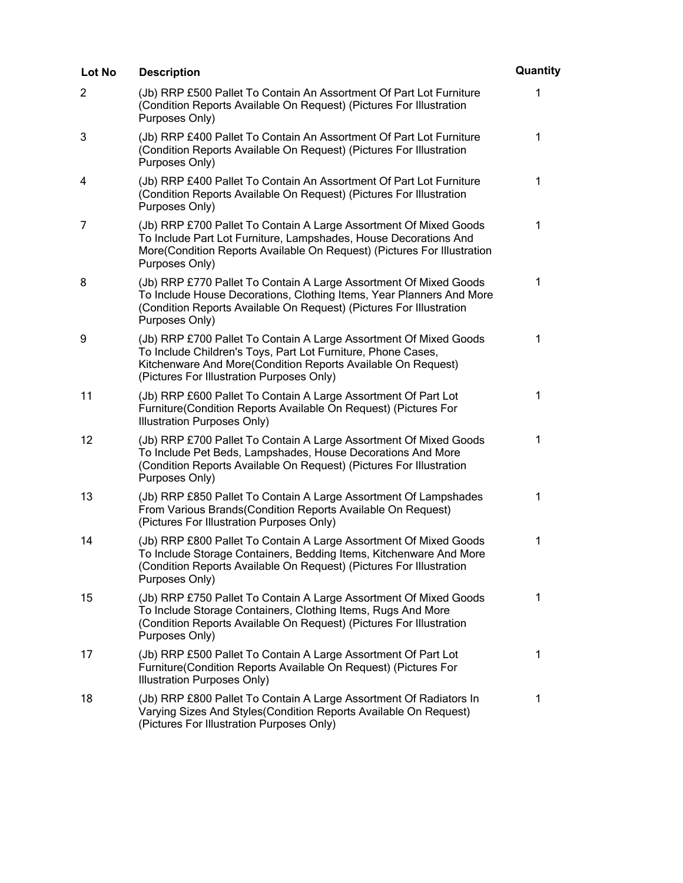| Lot No | Description | Quantity |
|---|---|---|
| 2 | (Jb) RRP £500 Pallet To Contain An Assortment Of Part Lot Furniture (Condition Reports Available On Request) (Pictures For Illustration Purposes Only) | 1 |
| 3 | (Jb) RRP £400 Pallet To Contain An Assortment Of Part Lot Furniture (Condition Reports Available On Request) (Pictures For Illustration Purposes Only) | 1 |
| 4 | (Jb) RRP £400 Pallet To Contain An Assortment Of Part Lot Furniture (Condition Reports Available On Request) (Pictures For Illustration Purposes Only) | 1 |
| 7 | (Jb) RRP £700 Pallet To Contain A Large Assortment Of Mixed Goods To Include Part Lot Furniture, Lampshades, House Decorations And More(Condition Reports Available On Request) (Pictures For Illustration Purposes Only) | 1 |
| 8 | (Jb) RRP £770 Pallet To Contain A Large Assortment Of Mixed Goods To Include House Decorations, Clothing Items, Year Planners And More (Condition Reports Available On Request) (Pictures For Illustration Purposes Only) | 1 |
| 9 | (Jb) RRP £700 Pallet To Contain A Large Assortment Of Mixed Goods To Include Children's Toys, Part Lot Furniture, Phone Cases, Kitchenware And More(Condition Reports Available On Request) (Pictures For Illustration Purposes Only) | 1 |
| 11 | (Jb) RRP £600 Pallet To Contain A Large Assortment Of Part Lot Furniture(Condition Reports Available On Request) (Pictures For Illustration Purposes Only) | 1 |
| 12 | (Jb) RRP £700 Pallet To Contain A Large Assortment Of Mixed Goods To Include Pet Beds, Lampshades, House Decorations And More (Condition Reports Available On Request) (Pictures For Illustration Purposes Only) | 1 |
| 13 | (Jb) RRP £850 Pallet To Contain A Large Assortment Of Lampshades From Various Brands(Condition Reports Available On Request) (Pictures For Illustration Purposes Only) | 1 |
| 14 | (Jb) RRP £800 Pallet To Contain A Large Assortment Of Mixed Goods To Include Storage Containers, Bedding Items, Kitchenware And More (Condition Reports Available On Request) (Pictures For Illustration Purposes Only) | 1 |
| 15 | (Jb) RRP £750 Pallet To Contain A Large Assortment Of Mixed Goods To Include Storage Containers, Clothing Items, Rugs And More (Condition Reports Available On Request) (Pictures For Illustration Purposes Only) | 1 |
| 17 | (Jb) RRP £500 Pallet To Contain A Large Assortment Of Part Lot Furniture(Condition Reports Available On Request) (Pictures For Illustration Purposes Only) | 1 |
| 18 | (Jb) RRP £800 Pallet To Contain A Large Assortment Of Radiators In Varying Sizes And Styles(Condition Reports Available On Request) (Pictures For Illustration Purposes Only) | 1 |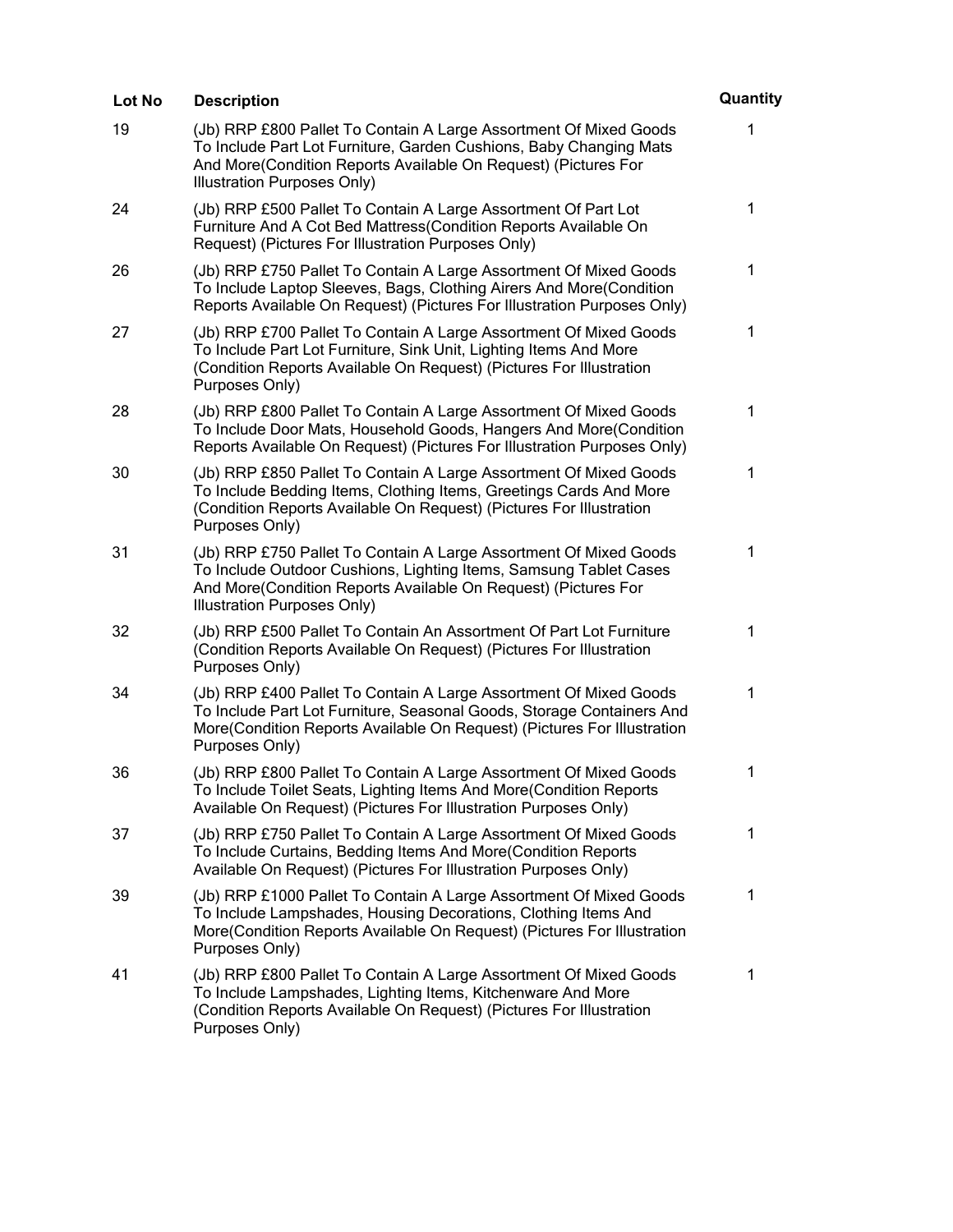| Lot No | Description | Quantity |
| --- | --- | --- |
| 19 | (Jb) RRP £800 Pallet To Contain A Large Assortment Of Mixed Goods To Include Part Lot Furniture, Garden Cushions, Baby Changing Mats And More(Condition Reports Available On Request) (Pictures For Illustration Purposes Only) | 1 |
| 24 | (Jb) RRP £500 Pallet To Contain A Large Assortment Of Part Lot Furniture And A Cot Bed Mattress(Condition Reports Available On Request) (Pictures For Illustration Purposes Only) | 1 |
| 26 | (Jb) RRP £750 Pallet To Contain A Large Assortment Of Mixed Goods To Include Laptop Sleeves, Bags, Clothing Airers And More(Condition Reports Available On Request) (Pictures For Illustration Purposes Only) | 1 |
| 27 | (Jb) RRP £700 Pallet To Contain A Large Assortment Of Mixed Goods To Include Part Lot Furniture, Sink Unit, Lighting Items And More (Condition Reports Available On Request) (Pictures For Illustration Purposes Only) | 1 |
| 28 | (Jb) RRP £800 Pallet To Contain A Large Assortment Of Mixed Goods To Include Door Mats, Household Goods, Hangers And More(Condition Reports Available On Request) (Pictures For Illustration Purposes Only) | 1 |
| 30 | (Jb) RRP £850 Pallet To Contain A Large Assortment Of Mixed Goods To Include Bedding Items, Clothing Items, Greetings Cards And More (Condition Reports Available On Request) (Pictures For Illustration Purposes Only) | 1 |
| 31 | (Jb) RRP £750 Pallet To Contain A Large Assortment Of Mixed Goods To Include Outdoor Cushions, Lighting Items, Samsung Tablet Cases And More(Condition Reports Available On Request) (Pictures For Illustration Purposes Only) | 1 |
| 32 | (Jb) RRP £500 Pallet To Contain An Assortment Of Part Lot Furniture (Condition Reports Available On Request) (Pictures For Illustration Purposes Only) | 1 |
| 34 | (Jb) RRP £400 Pallet To Contain A Large Assortment Of Mixed Goods To Include Part Lot Furniture, Seasonal Goods, Storage Containers And More(Condition Reports Available On Request) (Pictures For Illustration Purposes Only) | 1 |
| 36 | (Jb) RRP £800 Pallet To Contain A Large Assortment Of Mixed Goods To Include Toilet Seats, Lighting Items And More(Condition Reports Available On Request) (Pictures For Illustration Purposes Only) | 1 |
| 37 | (Jb) RRP £750 Pallet To Contain A Large Assortment Of Mixed Goods To Include Curtains, Bedding Items And More(Condition Reports Available On Request) (Pictures For Illustration Purposes Only) | 1 |
| 39 | (Jb) RRP £1000 Pallet To Contain A Large Assortment Of Mixed Goods To Include Lampshades, Housing Decorations, Clothing Items And More(Condition Reports Available On Request) (Pictures For Illustration Purposes Only) | 1 |
| 41 | (Jb) RRP £800 Pallet To Contain A Large Assortment Of Mixed Goods To Include Lampshades, Lighting Items, Kitchenware And More (Condition Reports Available On Request) (Pictures For Illustration Purposes Only) | 1 |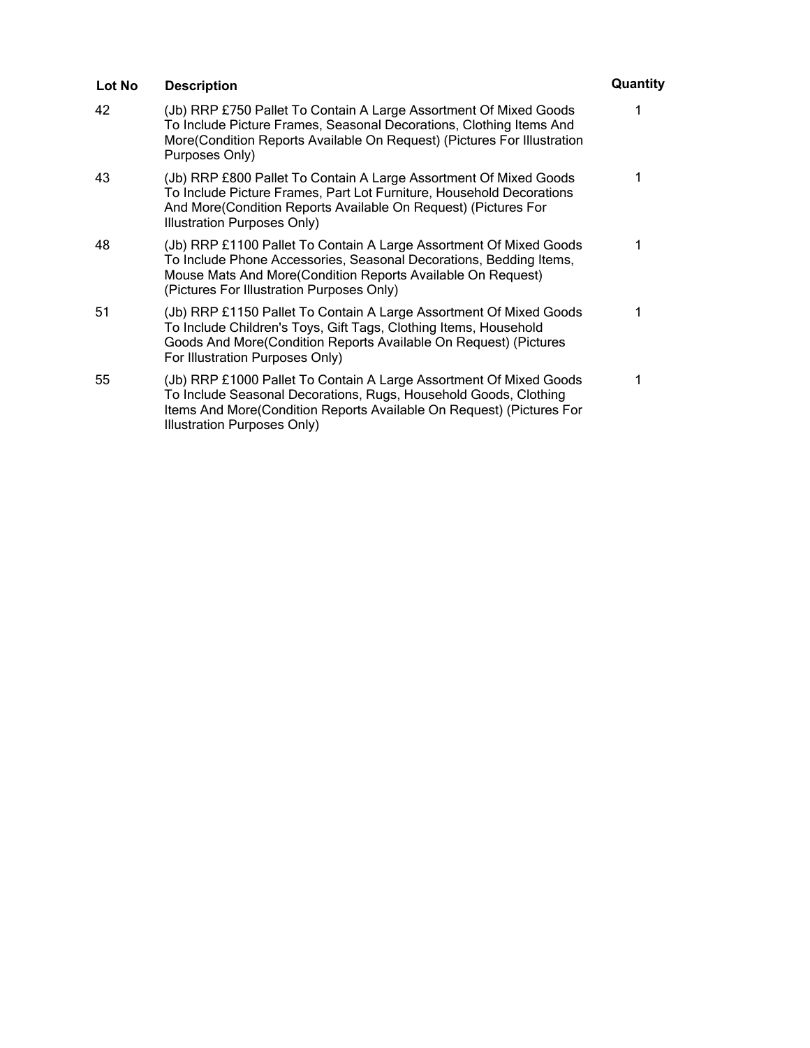| Lot No | Description | Quantity |
| --- | --- | --- |
| 42 | (Jb) RRP £750 Pallet To Contain A Large Assortment Of Mixed Goods To Include Picture Frames, Seasonal Decorations, Clothing Items And More(Condition Reports Available On Request) (Pictures For Illustration Purposes Only) | 1 |
| 43 | (Jb) RRP £800 Pallet To Contain A Large Assortment Of Mixed Goods To Include Picture Frames, Part Lot Furniture, Household Decorations And More(Condition Reports Available On Request) (Pictures For Illustration Purposes Only) | 1 |
| 48 | (Jb) RRP £1100 Pallet To Contain A Large Assortment Of Mixed Goods To Include Phone Accessories, Seasonal Decorations, Bedding Items, Mouse Mats And More(Condition Reports Available On Request) (Pictures For Illustration Purposes Only) | 1 |
| 51 | (Jb) RRP £1150 Pallet To Contain A Large Assortment Of Mixed Goods To Include Children's Toys, Gift Tags, Clothing Items, Household Goods And More(Condition Reports Available On Request) (Pictures For Illustration Purposes Only) | 1 |
| 55 | (Jb) RRP £1000 Pallet To Contain A Large Assortment Of Mixed Goods To Include Seasonal Decorations, Rugs, Household Goods, Clothing Items And More(Condition Reports Available On Request) (Pictures For Illustration Purposes Only) | 1 |